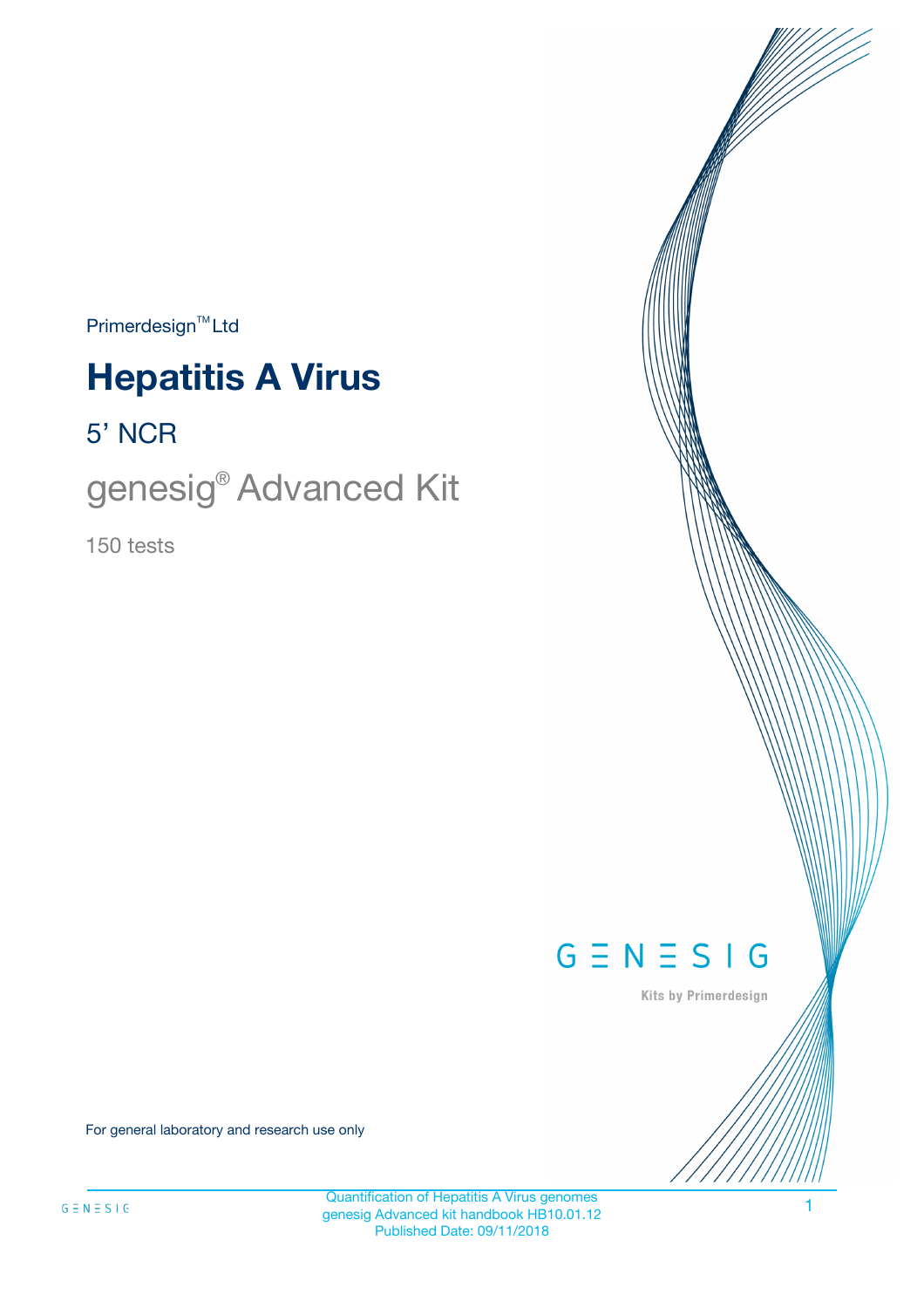Primerdesign™ Ltd

# Hepatitis A Virus

## 5' NCR

## genesig® Advanced Kit

150 tests

GENESIG

Kits by Primerdesign

For general laboratory and research use only

Quantification of Hepatitis A Virus genomes
genesig Advanced kit handbook HB10.01.12
Published Date: 09/11/2018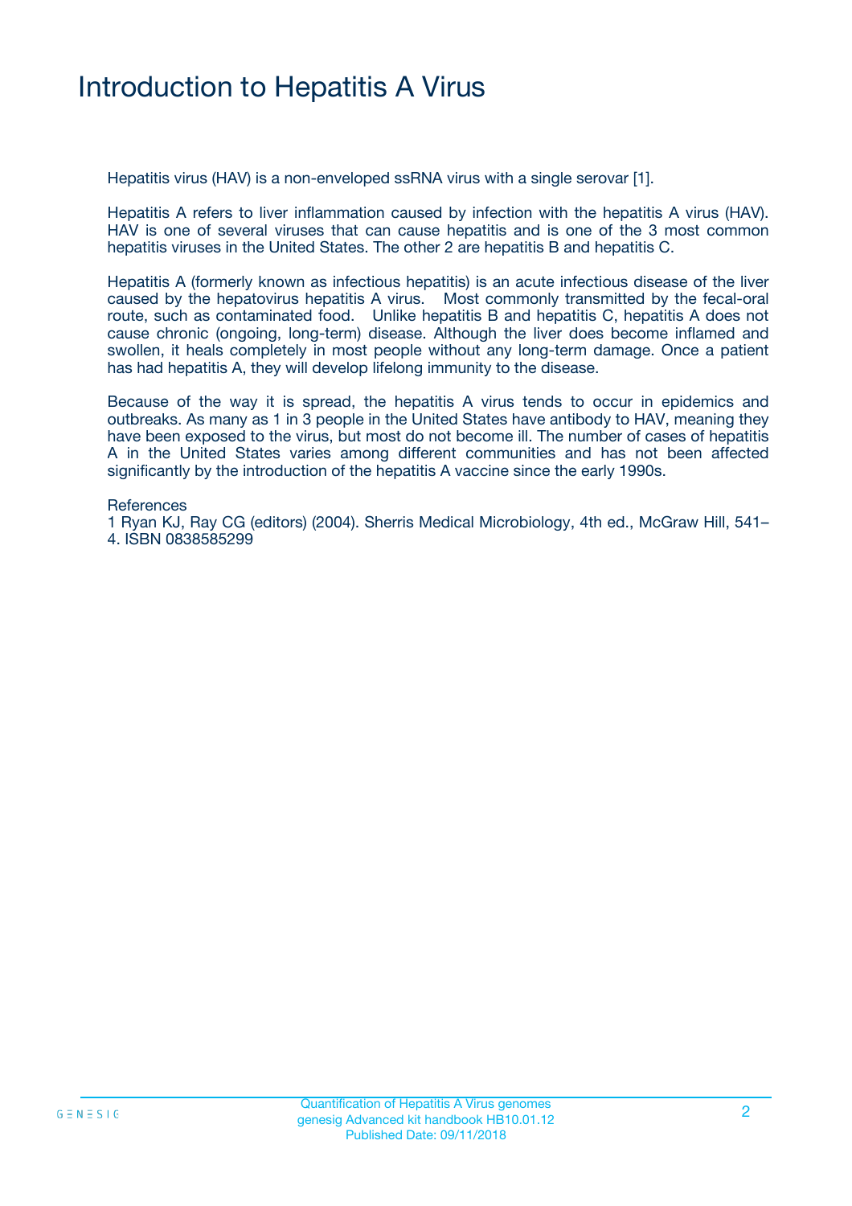# Introduction to Hepatitis A Virus

Hepatitis virus (HAV) is a non-enveloped ssRNA virus with a single serovar [1].

Hepatitis A refers to liver inflammation caused by infection with the hepatitis A virus (HAV). HAV is one of several viruses that can cause hepatitis and is one of the 3 most common hepatitis viruses in the United States. The other 2 are hepatitis B and hepatitis C.

Hepatitis A (formerly known as infectious hepatitis) is an acute infectious disease of the liver caused by the hepatovirus hepatitis A virus. Most commonly transmitted by the fecal-oral route, such as contaminated food. Unlike hepatitis B and hepatitis C, hepatitis A does not cause chronic (ongoing, long-term) disease. Although the liver does become inflamed and swollen, it heals completely in most people without any long-term damage. Once a patient has had hepatitis A, they will develop lifelong immunity to the disease.

Because of the way it is spread, the hepatitis A virus tends to occur in epidemics and outbreaks. As many as 1 in 3 people in the United States have antibody to HAV, meaning they have been exposed to the virus, but most do not become ill. The number of cases of hepatitis A in the United States varies among different communities and has not been affected significantly by the introduction of the hepatitis A vaccine since the early 1990s.

References

1 Ryan KJ, Ray CG (editors) (2004). Sherris Medical Microbiology, 4th ed., McGraw Hill, 541–4. ISBN 0838585299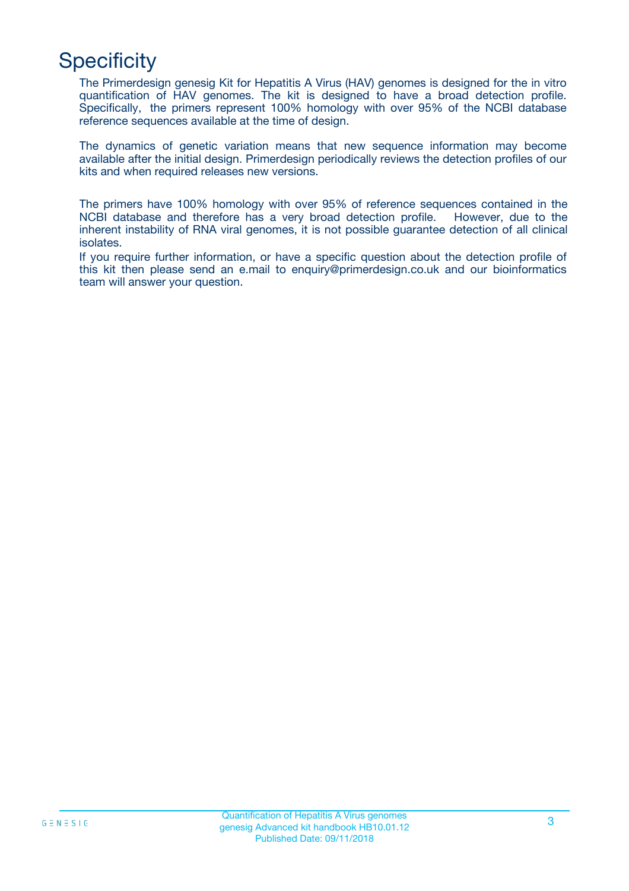# Specificity

The Primerdesign genesig Kit for Hepatitis A Virus (HAV) genomes is designed for the in vitro quantification of HAV genomes. The kit is designed to have a broad detection profile. Specifically, the primers represent 100% homology with over 95% of the NCBI database reference sequences available at the time of design.

The dynamics of genetic variation means that new sequence information may become available after the initial design. Primerdesign periodically reviews the detection profiles of our kits and when required releases new versions.

The primers have 100% homology with over 95% of reference sequences contained in the NCBI database and therefore has a very broad detection profile. However, due to the inherent instability of RNA viral genomes, it is not possible guarantee detection of all clinical isolates.

If you require further information, or have a specific question about the detection profile of this kit then please send an e.mail to enquiry@primerdesign.co.uk and our bioinformatics team will answer your question.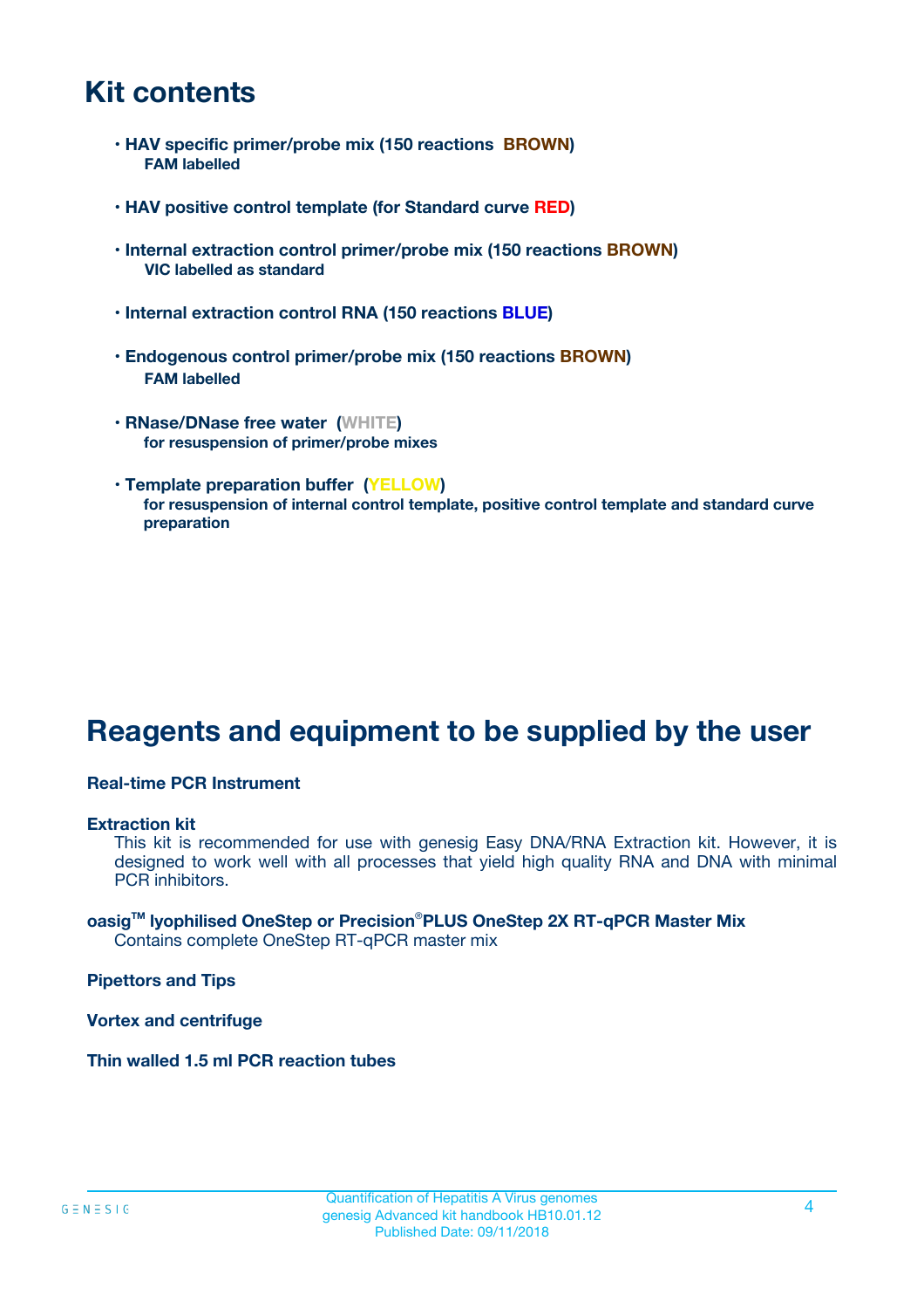# Kit contents

- **HAV specific primer/probe mix (150 reactions BROWN)**
  **FAM labelled**

- **HAV positive control template (for Standard curve RED)**

- **Internal extraction control primer/probe mix (150 reactions BROWN)**
  **VIC labelled as standard**

- **Internal extraction control RNA (150 reactions BLUE)**

- **Endogenous control primer/probe mix (150 reactions BROWN)**
  **FAM labelled**

- **RNase/DNase free water (WHITE)**
  **for resuspension of primer/probe mixes**

- **Template preparation buffer (YELLOW)**
  **for resuspension of internal control template, positive control template and standard curve preparation**

# Reagents and equipment to be supplied by the user

**Real-time PCR Instrument**

**Extraction kit**
This kit is recommended for use with genesig Easy DNA/RNA Extraction kit. However, it is designed to work well with all processes that yield high quality RNA and DNA with minimal PCR inhibitors.

**oasig™ lyophilised OneStep or Precision®PLUS OneStep 2X RT-qPCR Master Mix**
Contains complete OneStep RT-qPCR master mix

**Pipettors and Tips**

**Vortex and centrifuge**

**Thin walled 1.5 ml PCR reaction tubes**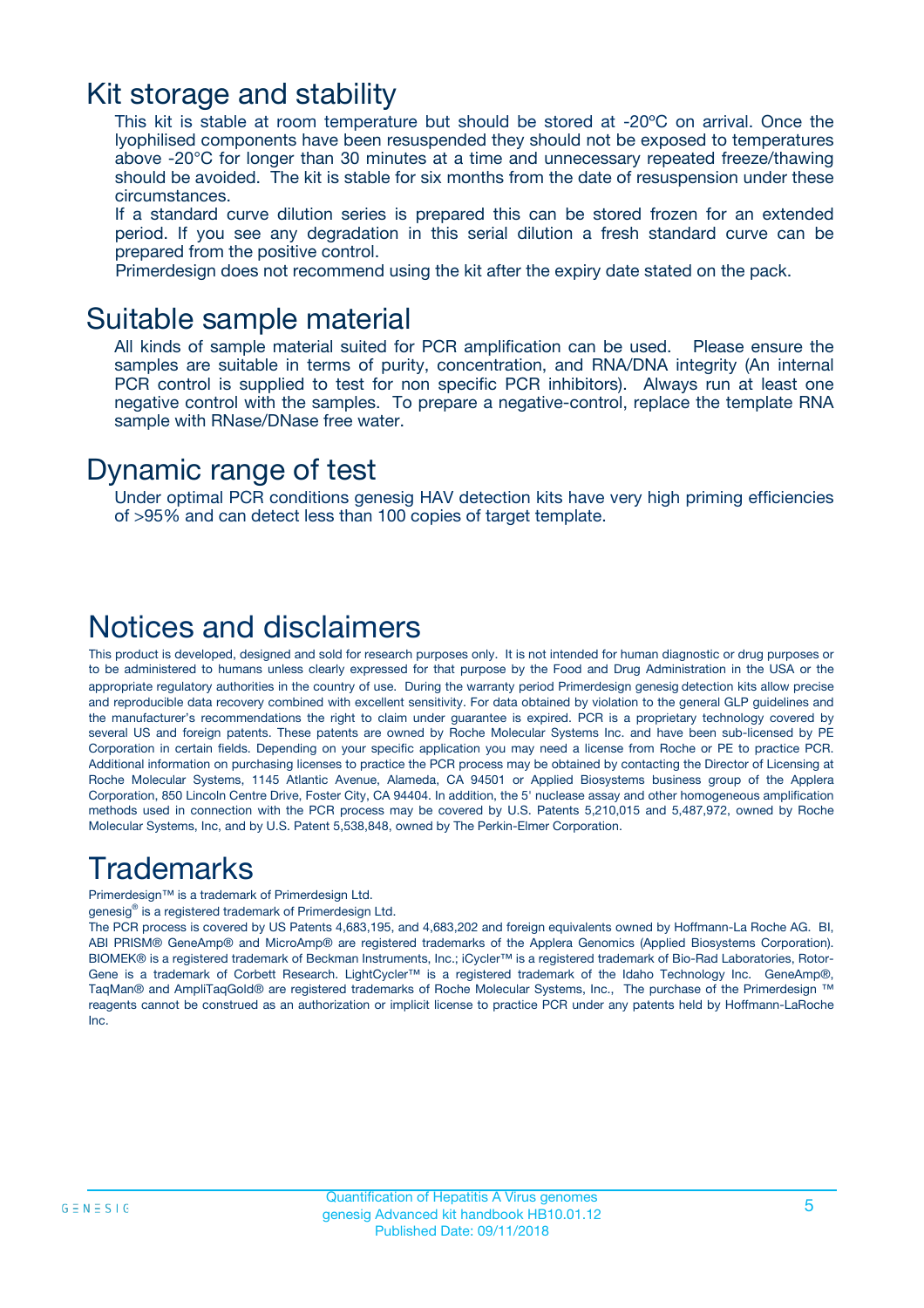# Kit storage and stability

This kit is stable at room temperature but should be stored at -20ºC on arrival. Once the lyophilised components have been resuspended they should not be exposed to temperatures above -20°C for longer than 30 minutes at a time and unnecessary repeated freeze/thawing should be avoided. The kit is stable for six months from the date of resuspension under these circumstances.

If a standard curve dilution series is prepared this can be stored frozen for an extended period. If you see any degradation in this serial dilution a fresh standard curve can be prepared from the positive control.

Primerdesign does not recommend using the kit after the expiry date stated on the pack.

# Suitable sample material

All kinds of sample material suited for PCR amplification can be used. Please ensure the samples are suitable in terms of purity, concentration, and RNA/DNA integrity (An internal PCR control is supplied to test for non specific PCR inhibitors). Always run at least one negative control with the samples. To prepare a negative-control, replace the template RNA sample with RNase/DNase free water.

# Dynamic range of test

Under optimal PCR conditions genesig HAV detection kits have very high priming efficiencies of >95% and can detect less than 100 copies of target template.

# Notices and disclaimers

This product is developed, designed and sold for research purposes only. It is not intended for human diagnostic or drug purposes or to be administered to humans unless clearly expressed for that purpose by the Food and Drug Administration in the USA or the appropriate regulatory authorities in the country of use. During the warranty period Primerdesign genesig detection kits allow precise and reproducible data recovery combined with excellent sensitivity. For data obtained by violation to the general GLP guidelines and the manufacturer's recommendations the right to claim under guarantee is expired. PCR is a proprietary technology covered by several US and foreign patents. These patents are owned by Roche Molecular Systems Inc. and have been sub-licensed by PE Corporation in certain fields. Depending on your specific application you may need a license from Roche or PE to practice PCR. Additional information on purchasing licenses to practice the PCR process may be obtained by contacting the Director of Licensing at Roche Molecular Systems, 1145 Atlantic Avenue, Alameda, CA 94501 or Applied Biosystems business group of the Applera Corporation, 850 Lincoln Centre Drive, Foster City, CA 94404. In addition, the 5' nuclease assay and other homogeneous amplification methods used in connection with the PCR process may be covered by U.S. Patents 5,210,015 and 5,487,972, owned by Roche Molecular Systems, Inc, and by U.S. Patent 5,538,848, owned by The Perkin-Elmer Corporation.

# Trademarks

Primerdesign™ is a trademark of Primerdesign Ltd.

genesig® is a registered trademark of Primerdesign Ltd.

The PCR process is covered by US Patents 4,683,195, and 4,683,202 and foreign equivalents owned by Hoffmann-La Roche AG. BI, ABI PRISM® GeneAmp® and MicroAmp® are registered trademarks of the Applera Genomics (Applied Biosystems Corporation). BIOMEK® is a registered trademark of Beckman Instruments, Inc.; iCycler™ is a registered trademark of Bio-Rad Laboratories, Rotor-Gene is a trademark of Corbett Research. LightCycler™ is a registered trademark of the Idaho Technology Inc. GeneAmp®, TaqMan® and AmpliTaqGold® are registered trademarks of Roche Molecular Systems, Inc., The purchase of the Primerdesign ™ reagents cannot be construed as an authorization or implicit license to practice PCR under any patents held by Hoffmann-LaRoche Inc.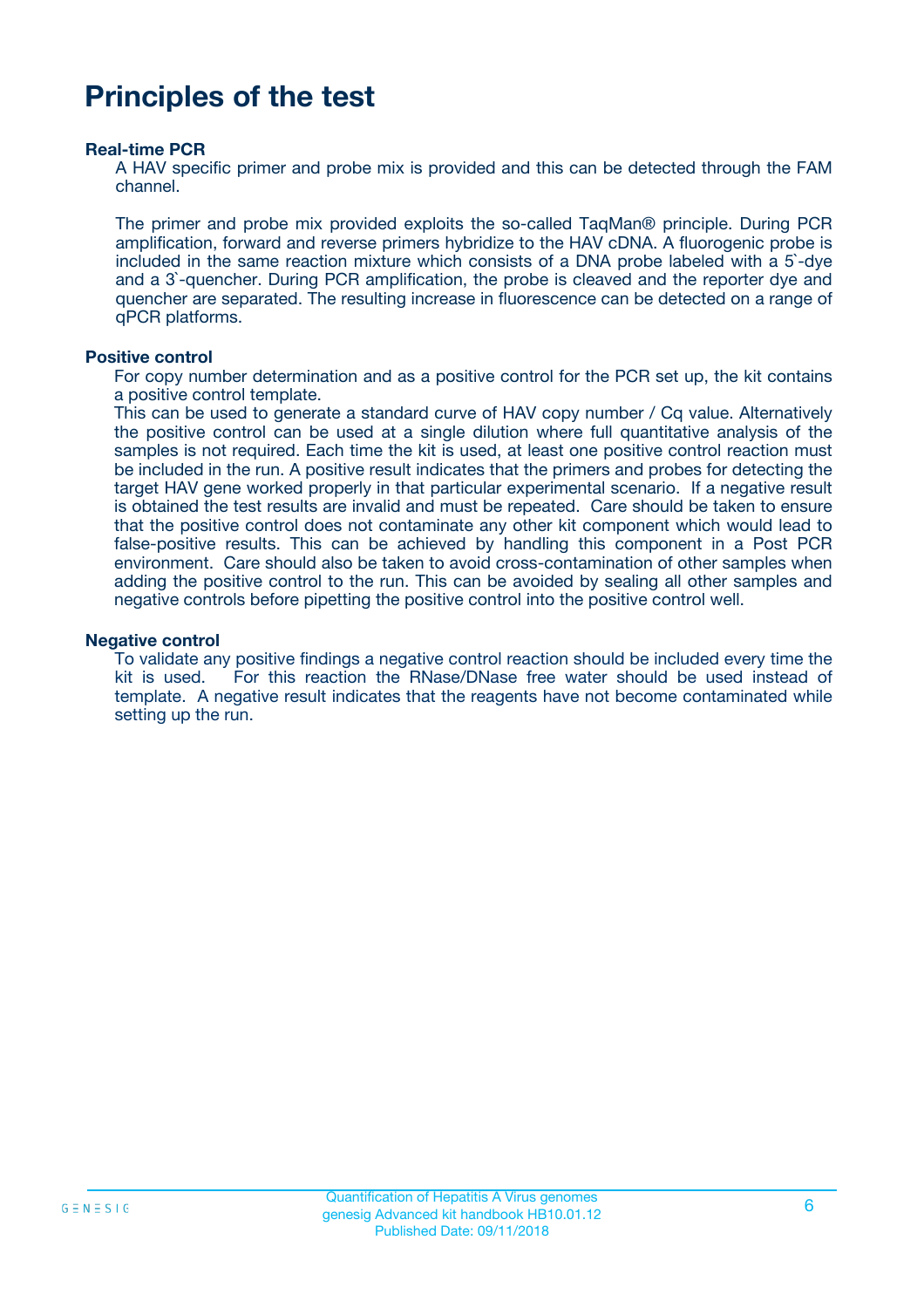# Principles of the test

### Real-time PCR

A HAV specific primer and probe mix is provided and this can be detected through the FAM channel.

The primer and probe mix provided exploits the so-called TaqMan® principle. During PCR amplification, forward and reverse primers hybridize to the HAV cDNA. A fluorogenic probe is included in the same reaction mixture which consists of a DNA probe labeled with a 5`-dye and a 3`-quencher. During PCR amplification, the probe is cleaved and the reporter dye and quencher are separated. The resulting increase in fluorescence can be detected on a range of qPCR platforms.

### Positive control

For copy number determination and as a positive control for the PCR set up, the kit contains a positive control template.

This can be used to generate a standard curve of HAV copy number / Cq value. Alternatively the positive control can be used at a single dilution where full quantitative analysis of the samples is not required. Each time the kit is used, at least one positive control reaction must be included in the run. A positive result indicates that the primers and probes for detecting the target HAV gene worked properly in that particular experimental scenario. If a negative result is obtained the test results are invalid and must be repeated. Care should be taken to ensure that the positive control does not contaminate any other kit component which would lead to false-positive results. This can be achieved by handling this component in a Post PCR environment. Care should also be taken to avoid cross-contamination of other samples when adding the positive control to the run. This can be avoided by sealing all other samples and negative controls before pipetting the positive control into the positive control well.

### Negative control

To validate any positive findings a negative control reaction should be included every time the kit is used. For this reaction the RNase/DNase free water should be used instead of template. A negative result indicates that the reagents have not become contaminated while setting up the run.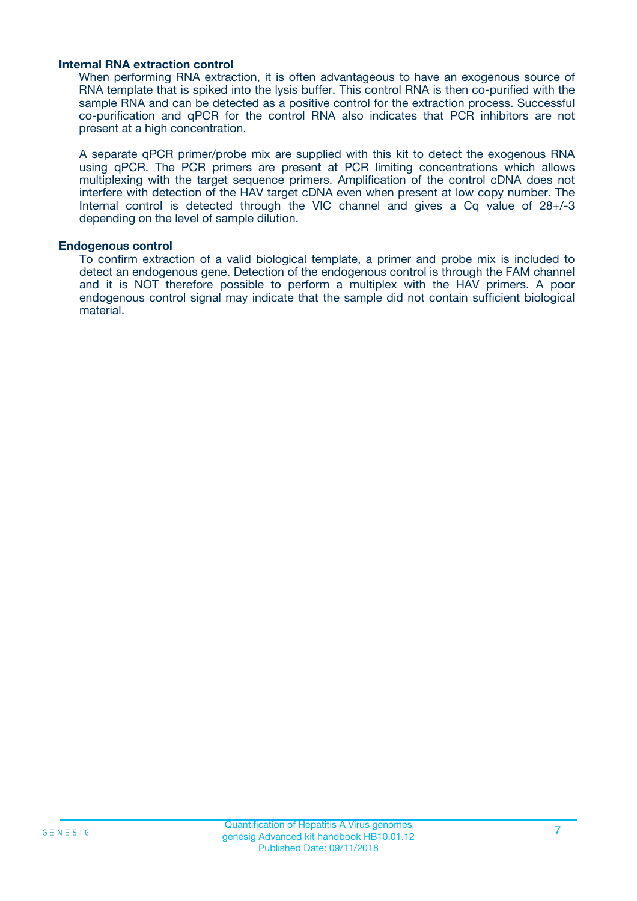### Internal RNA extraction control

When performing RNA extraction, it is often advantageous to have an exogenous source of RNA template that is spiked into the lysis buffer. This control RNA is then co-purified with the sample RNA and can be detected as a positive control for the extraction process. Successful co-purification and qPCR for the control RNA also indicates that PCR inhibitors are not present at a high concentration.

A separate qPCR primer/probe mix are supplied with this kit to detect the exogenous RNA using qPCR. The PCR primers are present at PCR limiting concentrations which allows multiplexing with the target sequence primers. Amplification of the control cDNA does not interfere with detection of the HAV target cDNA even when present at low copy number. The Internal control is detected through the VIC channel and gives a Cq value of 28+/-3 depending on the level of sample dilution.

### Endogenous control

To confirm extraction of a valid biological template, a primer and probe mix is included to detect an endogenous gene. Detection of the endogenous control is through the FAM channel and it is NOT therefore possible to perform a multiplex with the HAV primers. A poor endogenous control signal may indicate that the sample did not contain sufficient biological material.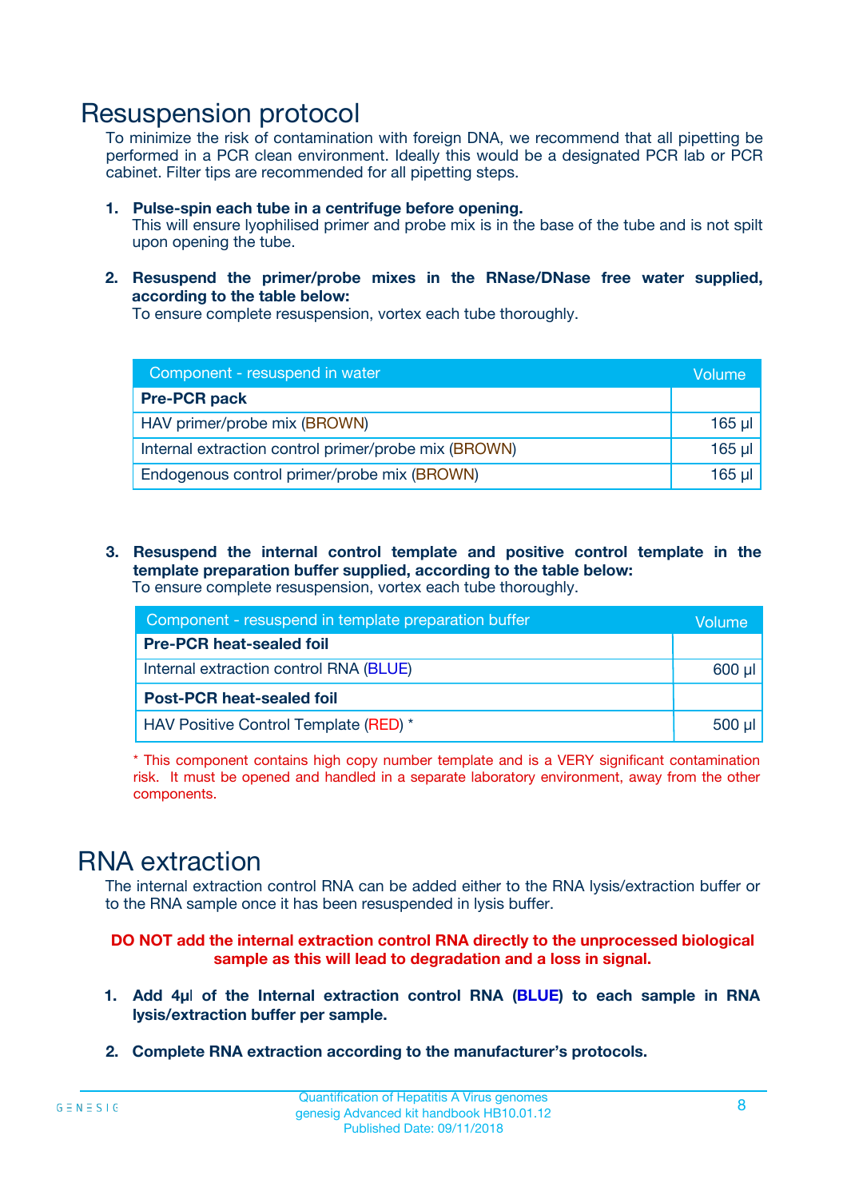# Resuspension protocol

To minimize the risk of contamination with foreign DNA, we recommend that all pipetting be performed in a PCR clean environment. Ideally this would be a designated PCR lab or PCR cabinet. Filter tips are recommended for all pipetting steps.

1. **Pulse-spin each tube in a centrifuge before opening.**
   This will ensure lyophilised primer and probe mix is in the base of the tube and is not spilt upon opening the tube.

2. **Resuspend the primer/probe mixes in the RNase/DNase free water supplied, according to the table below:**
   To ensure complete resuspension, vortex each tube thoroughly.

| Component - resuspend in water | Volume |
| --- | --- |
| **Pre-PCR pack** | |
| HAV primer/probe mix (BROWN) | 165 µl |
| Internal extraction control primer/probe mix (BROWN) | 165 µl |
| Endogenous control primer/probe mix (BROWN) | 165 µl |

3. **Resuspend the internal control template and positive control template in the template preparation buffer supplied, according to the table below:**
   To ensure complete resuspension, vortex each tube thoroughly.

| Component - resuspend in template preparation buffer | Volume |
| --- | --- |
| **Pre-PCR heat-sealed foil** | |
| Internal extraction control RNA (BLUE) | 600 µl |
| **Post-PCR heat-sealed foil** | |
| HAV Positive Control Template (RED) * | 500 µl |

\* This component contains high copy number template and is a VERY significant contamination risk. It must be opened and handled in a separate laboratory environment, away from the other components.

# RNA extraction

The internal extraction control RNA can be added either to the RNA lysis/extraction buffer or to the RNA sample once it has been resuspended in lysis buffer.

**DO NOT add the internal extraction control RNA directly to the unprocessed biological sample as this will lead to degradation and a loss in signal.**

1. **Add 4µl of the Internal extraction control RNA (BLUE) to each sample in RNA lysis/extraction buffer per sample.**

2. **Complete RNA extraction according to the manufacturer's protocols.**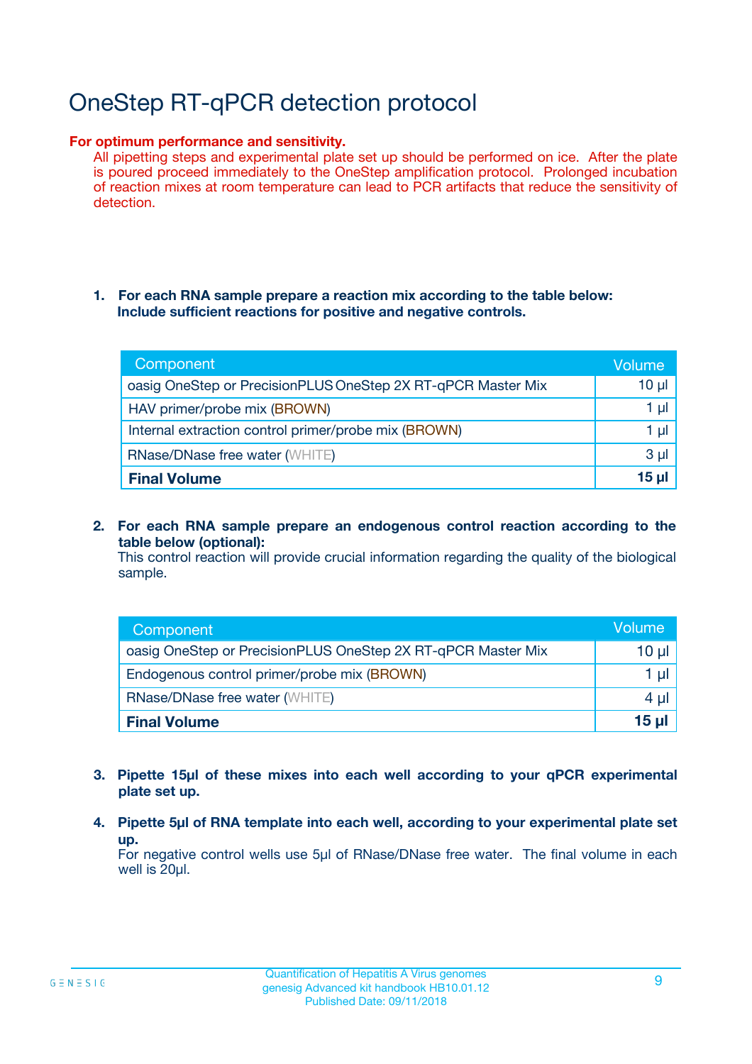# OneStep RT-qPCR detection protocol

**For optimum performance and sensitivity.**

All pipetting steps and experimental plate set up should be performed on ice. After the plate is poured proceed immediately to the OneStep amplification protocol. Prolonged incubation of reaction mixes at room temperature can lead to PCR artifacts that reduce the sensitivity of detection.

1. **For each RNA sample prepare a reaction mix according to the table below: Include sufficient reactions for positive and negative controls.**

| Component | Volume |
|---|---|
| oasig OneStep or PrecisionPLUS OneStep 2X RT-qPCR Master Mix | 10 µl |
| HAV primer/probe mix (BROWN) | 1 µl |
| Internal extraction control primer/probe mix (BROWN) | 1 µl |
| RNase/DNase free water (WHITE) | 3 µl |
| **Final Volume** | **15 µl** |

2. **For each RNA sample prepare an endogenous control reaction according to the table below (optional):**
   This control reaction will provide crucial information regarding the quality of the biological sample.

| Component | Volume |
|---|---|
| oasig OneStep or PrecisionPLUS OneStep 2X RT-qPCR Master Mix | 10 µl |
| Endogenous control primer/probe mix (BROWN) | 1 µl |
| RNase/DNase free water (WHITE) | 4 µl |
| **Final Volume** | **15 µl** |

3. **Pipette 15µl of these mixes into each well according to your qPCR experimental plate set up.**

4. **Pipette 5µl of RNA template into each well, according to your experimental plate set up.**
   For negative control wells use 5µl of RNase/DNase free water. The final volume in each well is 20µl.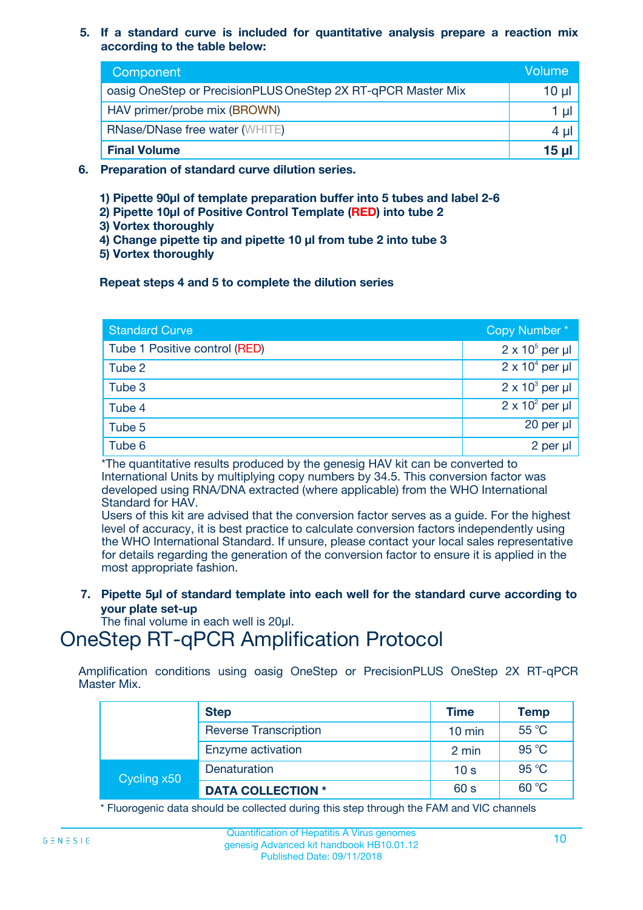5. **If a standard curve is included for quantitative analysis prepare a reaction mix according to the table below:**

| Component | Volume |
|---|---|
| oasig OneStep or PrecisionPLUS OneStep 2X RT-qPCR Master Mix | 10 µl |
| HAV primer/probe mix (BROWN) | 1 µl |
| RNase/DNase free water (WHITE) | 4 µl |
| **Final Volume** | **15 µl** |

6. **Preparation of standard curve dilution series.**

   **1) Pipette 90µl of template preparation buffer into 5 tubes and label 2-6**
   **2) Pipette 10µl of Positive Control Template (RED) into tube 2**
   **3) Vortex thoroughly**
   **4) Change pipette tip and pipette 10 µl from tube 2 into tube 3**
   **5) Vortex thoroughly**

   **Repeat steps 4 and 5 to complete the dilution series**

| Standard Curve | Copy Number * |
|---|---|
| Tube 1 Positive control (RED) | $2 \times 10^5$ per µl |
| Tube 2 | $2 \times 10^4$ per µl |
| Tube 3 | $2 \times 10^3$ per µl |
| Tube 4 | $2 \times 10^2$ per µl |
| Tube 5 | 20 per µl |
| Tube 6 | 2 per µl |

*The quantitative results produced by the genesig HAV kit can be converted to International Units by multiplying copy numbers by 34.5. This conversion factor was developed using RNA/DNA extracted (where applicable) from the WHO International Standard for HAV.
Users of this kit are advised that the conversion factor serves as a guide. For the highest level of accuracy, it is best practice to calculate conversion factors independently using the WHO International Standard. If unsure, please contact your local sales representative for details regarding the generation of the conversion factor to ensure it is applied in the most appropriate fashion.

7. **Pipette 5µl of standard template into each well for the standard curve according to your plate set-up**
   The final volume in each well is 20µl.

# OneStep RT-qPCR Amplification Protocol

Amplification conditions using oasig OneStep or PrecisionPLUS OneStep 2X RT-qPCR Master Mix.

| | Step | Time | Temp |
|---|---|---|---|
| | Reverse Transcription | 10 min | 55 °C |
| | Enzyme activation | 2 min | 95 °C |
| Cycling x50 | Denaturation | 10 s | 95 °C |
| | **DATA COLLECTION *** | 60 s | 60 °C |

* Fluorogenic data should be collected during this step through the FAM and VIC channels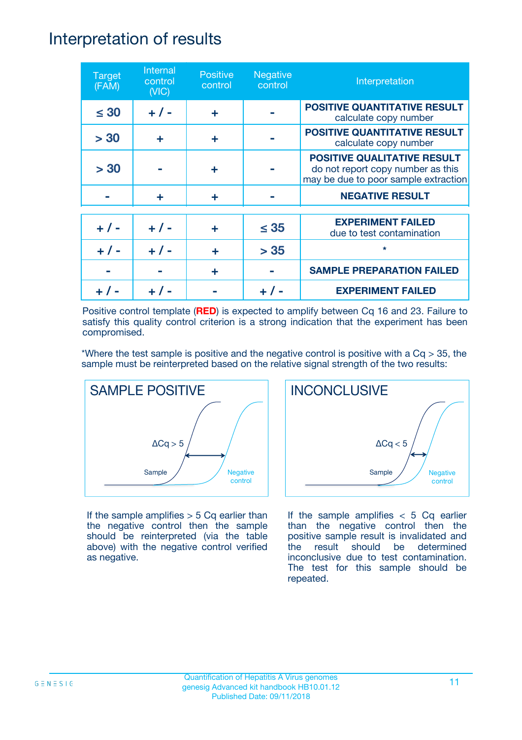# Interpretation of results

| Target (FAM) | Internal control (VIC) | Positive control | Negative control | Interpretation |
|---|---|---|---|---|
| ≤ 30 | + / - | + | - | **POSITIVE QUANTITATIVE RESULT** calculate copy number |
| > 30 | + | + | - | **POSITIVE QUANTITATIVE RESULT** calculate copy number |
| > 30 | - | + | - | **POSITIVE QUALITATIVE RESULT** do not report copy number as this may be due to poor sample extraction |
| - | + | + | - | **NEGATIVE RESULT** |
| + / - | + / - | + | ≤ 35 | **EXPERIMENT FAILED** due to test contamination |
| + / - | + / - | + | > 35 | * |
| - | - | + | - | **SAMPLE PREPARATION FAILED** |
| + / - | + / - | - | + / - | **EXPERIMENT FAILED** |

Positive control template (**RED**) is expected to amplify between Cq 16 and 23. Failure to satisfy this quality control criterion is a strong indication that the experiment has been compromised.

*Where the test sample is positive and the negative control is positive with a Cq > 35, the sample must be reinterpreted based on the relative signal strength of the two results:

## SAMPLE POSITIVE

ΔCq > 5

Sample

Negative control

If the sample amplifies > 5 Cq earlier than the negative control then the sample should be reinterpreted (via the table above) with the negative control verified as negative.

## INCONCLUSIVE

ΔCq < 5

Sample

Negative control

If the sample amplifies < 5 Cq earlier than the negative control then the positive sample result is invalidated and the result should be determined inconclusive due to test contamination. The test for this sample should be repeated.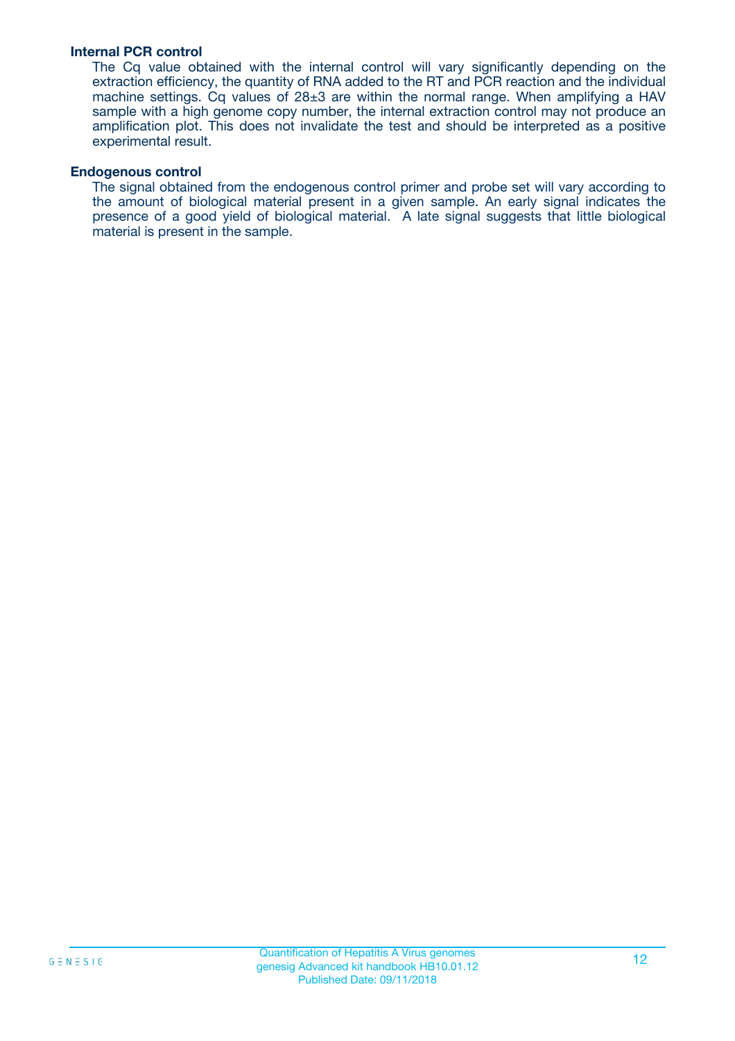### Internal PCR control

The Cq value obtained with the internal control will vary significantly depending on the extraction efficiency, the quantity of RNA added to the RT and PCR reaction and the individual machine settings. Cq values of 28±3 are within the normal range. When amplifying a HAV sample with a high genome copy number, the internal extraction control may not produce an amplification plot. This does not invalidate the test and should be interpreted as a positive experimental result.

### Endogenous control

The signal obtained from the endogenous control primer and probe set will vary according to the amount of biological material present in a given sample. An early signal indicates the presence of a good yield of biological material. A late signal suggests that little biological material is present in the sample.